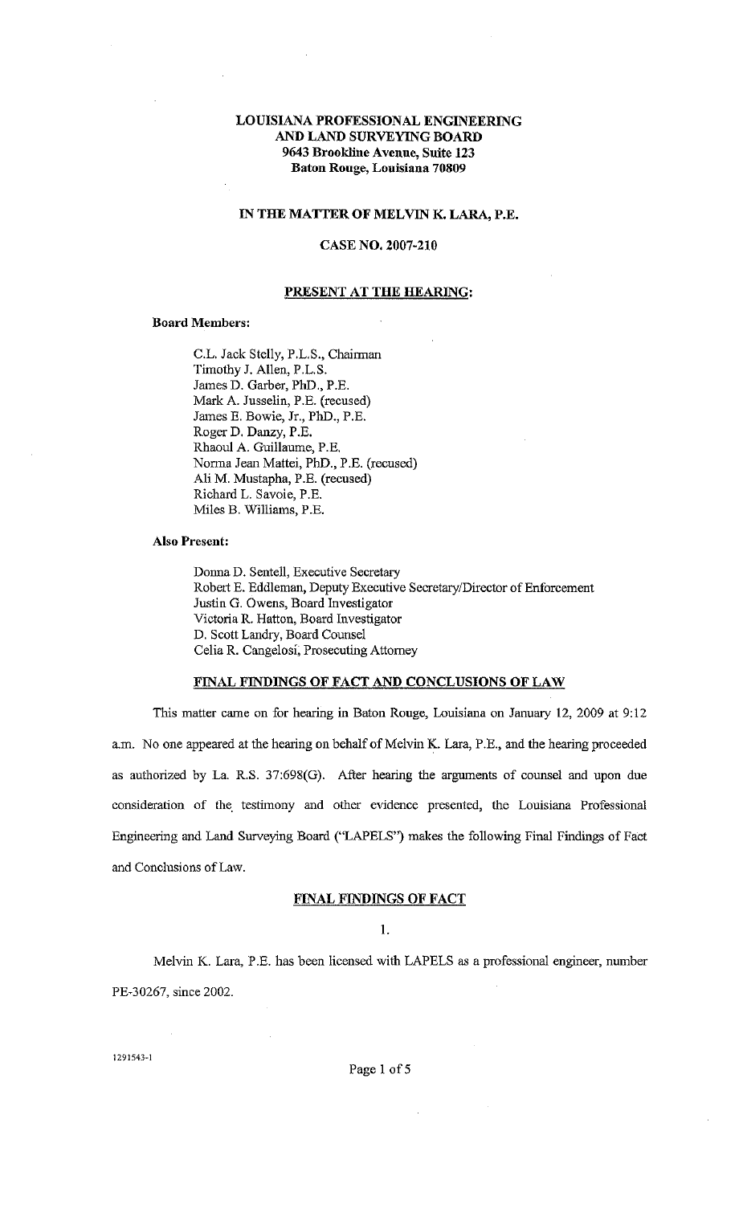**LOUISIANA PROFESSIONAL ENGINEERING AND LAND SURVEYING BOARD**
**9643 Brookline Avenue, Suite 123**
**Baton Rouge, Louisiana 70809**

**IN THE MATTER OF MELVIN K. LARA, P.E.**

**CASE NO. 2007-210**

## PRESENT AT THE HEARING:

**Board Members:**

C.L. Jack Stelly, P.L.S., Chairman
Timothy J. Allen, P.L.S.
James D. Garber, PhD., P.E.
Mark A. Jusselin, P.E. (recused)
James E. Bowie, Jr., PhD., P.E.
Roger D. Danzy, P.E.
Rhaoul A. Guillaume, P.E.
Norma Jean Mattei, PhD., P.E. (recused)
Ali M. Mustapha, P.E. (recused)
Richard L. Savoie, P.E.
Miles B. Williams, P.E.

**Also Present:**

Donna D. Sentell, Executive Secretary
Robert E. Eddleman, Deputy Executive Secretary/Director of Enforcement
Justin G. Owens, Board Investigator
Victoria R. Hatton, Board Investigator
D. Scott Landry, Board Counsel
Celia R. Cangelosi, Prosecuting Attorney

## FINAL FINDINGS OF FACT AND CONCLUSIONS OF LAW

This matter came on for hearing in Baton Rouge, Louisiana on January 12, 2009 at 9:12 a.m. No one appeared at the hearing on behalf of Melvin K. Lara, P.E., and the hearing proceeded as authorized by La. R.S. 37:698(G). After hearing the arguments of counsel and upon due consideration of the testimony and other evidence presented, the Louisiana Professional Engineering and Land Surveying Board ("LAPELS") makes the following Final Findings of Fact and Conclusions of Law.

## FINAL FINDINGS OF FACT

1.

Melvin K. Lara, P.E. has been licensed with LAPELS as a professional engineer, number PE-30267, since 2002.

1291543-1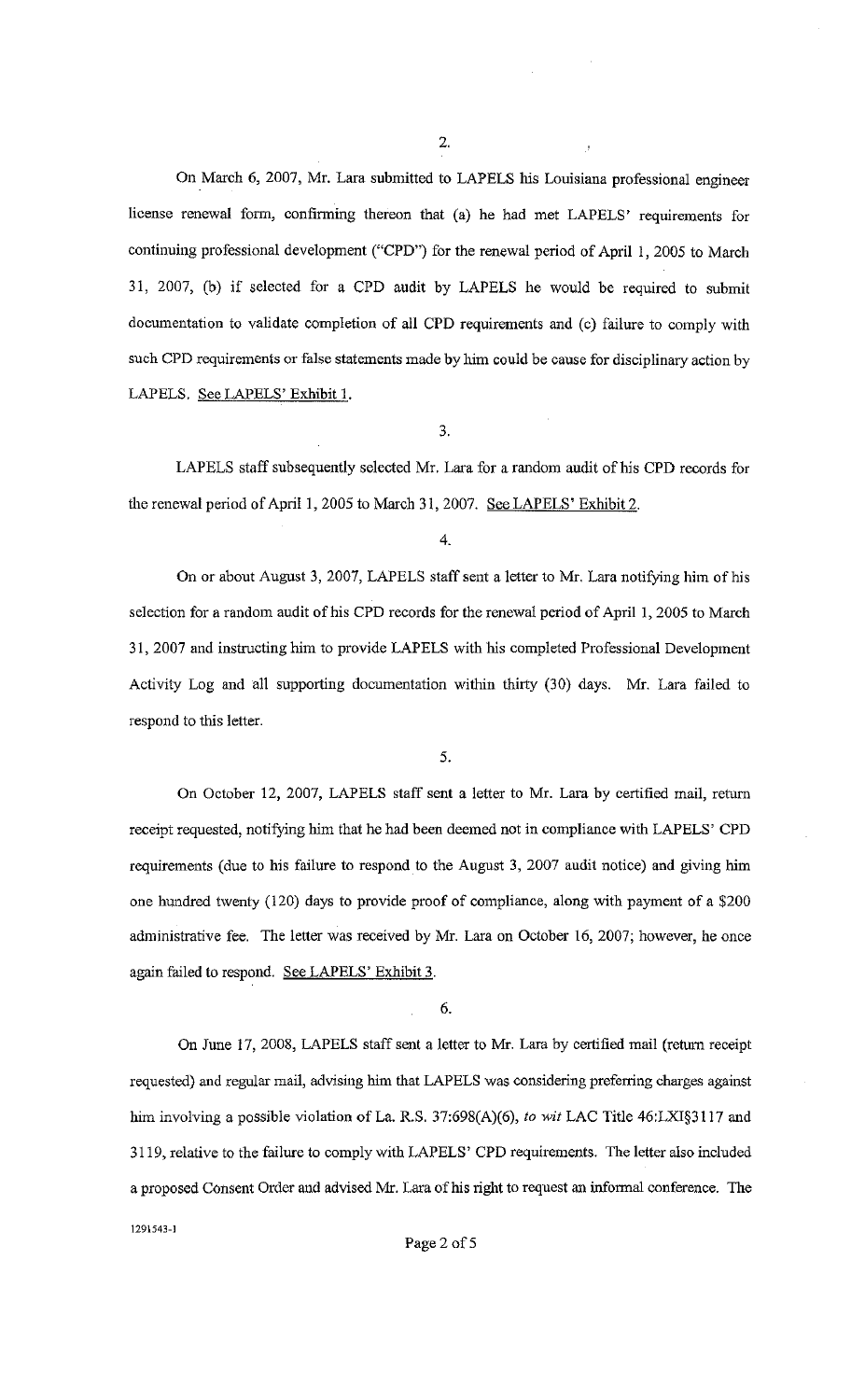2.

On March 6, 2007, Mr. Lara submitted to LAPELS his Louisiana professional engineer license renewal form, confirming thereon that (a) he had met LAPELS' requirements for continuing professional development ("CPD") for the renewal period of April 1, 2005 to March 31, 2007, (b) if selected for a CPD audit by LAPELS he would be required to submit documentation to validate completion of all CPD requirements and (c) failure to comply with such CPD requirements or false statements made by him could be cause for disciplinary action by LAPELS. See LAPELS' Exhibit 1.

3.

LAPELS staff subsequently selected Mr. Lara for a random audit of his CPD records for the renewal period of April 1, 2005 to March 31, 2007. See LAPELS' Exhibit 2.

4.

On or about August 3, 2007, LAPELS staff sent a letter to Mr. Lara notifying him of his selection for a random audit of his CPD records for the renewal period of April 1, 2005 to March 31, 2007 and instructing him to provide LAPELS with his completed Professional Development Activity Log and all supporting documentation within thirty (30) days. Mr. Lara failed to respond to this letter.

5.

On October 12, 2007, LAPELS staff sent a letter to Mr. Lara by certified mail, return receipt requested, notifying him that he had been deemed not in compliance with LAPELS' CPD requirements (due to his failure to respond to the August 3, 2007 audit notice) and giving him one hundred twenty (120) days to provide proof of compliance, along with payment of a $200 administrative fee. The letter was received by Mr. Lara on October 16, 2007; however, he once again failed to respond. See LAPELS' Exhibit 3.

6.

On June 17, 2008, LAPELS staff sent a letter to Mr. Lara by certified mail (return receipt requested) and regular mail, advising him that LAPELS was considering preferring charges against him involving a possible violation of La. R.S. 37:698(A)(6), *to wit* LAC Title 46:LXI§3117 and 3119, relative to the failure to comply with LAPELS' CPD requirements. The letter also included a proposed Consent Order and advised Mr. Lara of his right to request an informal conference. The

1291543-1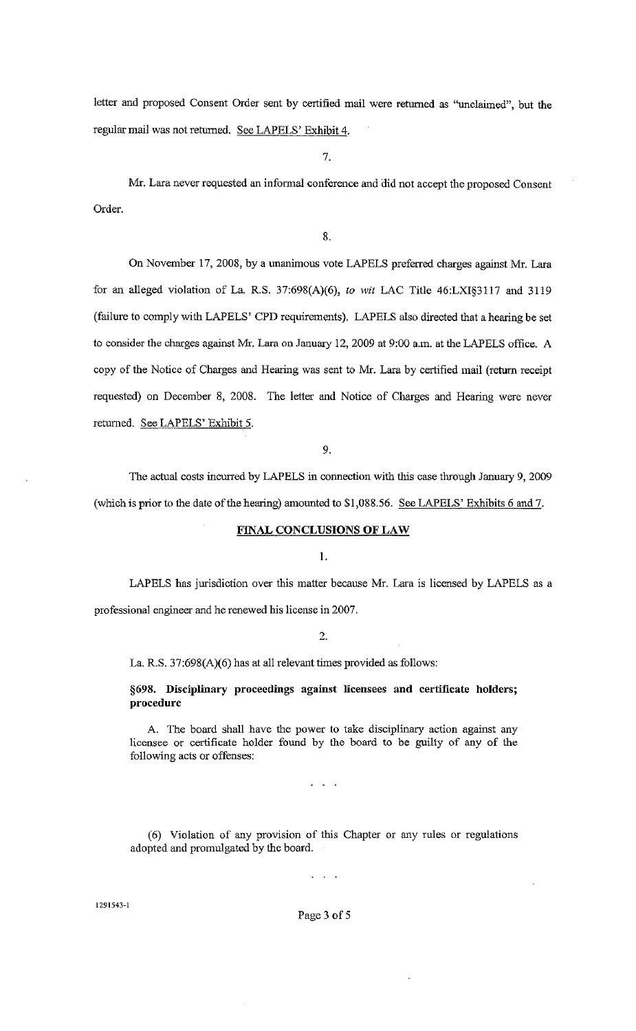letter and proposed Consent Order sent by certified mail were returned as "unclaimed", but the regular mail was not returned. See LAPELS' Exhibit 4.

7.

Mr. Lara never requested an informal conference and did not accept the proposed Consent Order.

8.

On November 17, 2008, by a unanimous vote LAPELS preferred charges against Mr. Lara for an alleged violation of La. R.S. 37:698(A)(6), *to wit* LAC Title 46:LXI§3117 and 3119 (failure to comply with LAPELS' CPD requirements). LAPELS also directed that a hearing be set to consider the charges against Mr. Lara on January 12, 2009 at 9:00 a.m. at the LAPELS office. A copy of the Notice of Charges and Hearing was sent to Mr. Lara by certified mail (return receipt requested) on December 8, 2008. The letter and Notice of Charges and Hearing were never returned. See LAPELS' Exhibit 5.

9.

The actual costs incurred by LAPELS in connection with this case through January 9, 2009 (which is prior to the date of the hearing) amounted to $1,088.56. See LAPELS' Exhibits 6 and 7.

## FINAL CONCLUSIONS OF LAW

1.

LAPELS has jurisdiction over this matter because Mr. Lara is licensed by LAPELS as a professional engineer and he renewed his license in 2007.

2.

La. R.S. 37:698(A)(6) has at all relevant times provided as follows:

**§698. Disciplinary proceedings against licensees and certificate holders; procedure**

A. The board shall have the power to take disciplinary action against any licensee or certificate holder found by the board to be guilty of any of the following acts or offenses:

. . .

(6) Violation of any provision of this Chapter or any rules or regulations adopted and promulgated by the board.

. . .

1291543-1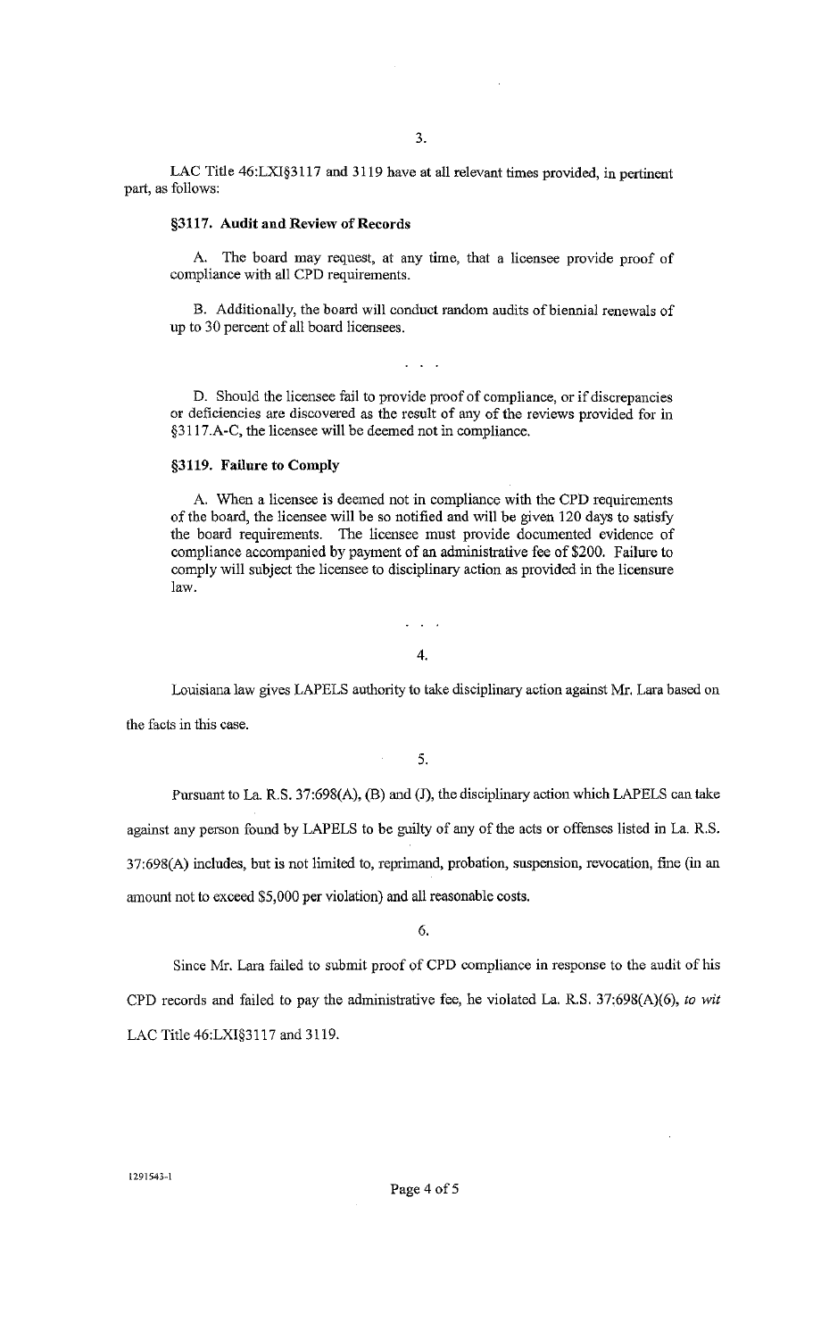3.

LAC Title 46:LXI§3117 and 3119 have at all relevant times provided, in pertinent part, as follows:

**§3117. Audit and Review of Records**

A. The board may request, at any time, that a licensee provide proof of compliance with all CPD requirements.

B. Additionally, the board will conduct random audits of biennial renewals of up to 30 percent of all board licensees.

. . .

D. Should the licensee fail to provide proof of compliance, or if discrepancies or deficiencies are discovered as the result of any of the reviews provided for in §3117.A-C, the licensee will be deemed not in compliance.

**§3119. Failure to Comply**

A. When a licensee is deemed not in compliance with the CPD requirements of the board, the licensee will be so notified and will be given 120 days to satisfy the board requirements. The licensee must provide documented evidence of compliance accompanied by payment of an administrative fee of $200. Failure to comply will subject the licensee to disciplinary action as provided in the licensure law.

. . .

4.

Louisiana law gives LAPELS authority to take disciplinary action against Mr. Lara based on the facts in this case.

5.

Pursuant to La. R.S. 37:698(A), (B) and (J), the disciplinary action which LAPELS can take against any person found by LAPELS to be guilty of any of the acts or offenses listed in La. R.S. 37:698(A) includes, but is not limited to, reprimand, probation, suspension, revocation, fine (in an amount not to exceed $5,000 per violation) and all reasonable costs.

6.

Since Mr. Lara failed to submit proof of CPD compliance in response to the audit of his CPD records and failed to pay the administrative fee, he violated La. R.S. 37:698(A)(6), *to wit* LAC Title 46:LXI§3117 and 3119.

1291543-1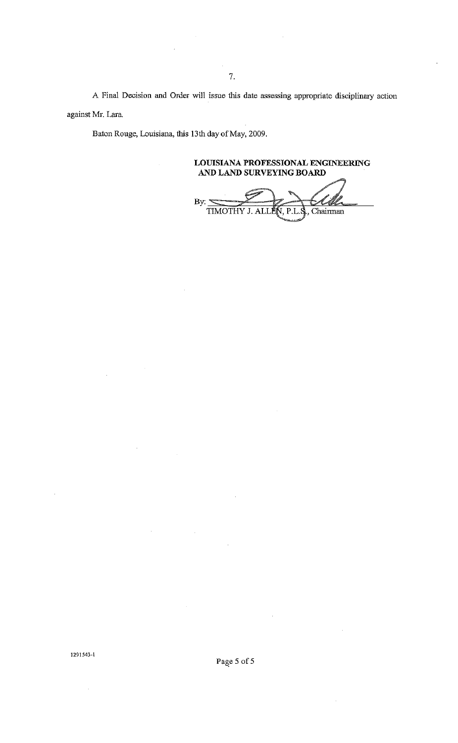7.

A Final Decision and Order will issue this date assessing appropriate disciplinary action against Mr. Lara.

Baton Rouge, Louisiana, this 13th day of May, 2009.

**LOUISIANA PROFESSIONAL ENGINEERING AND LAND SURVEYING BOARD**

By: ______________________
TIMOTHY J. ALLEN, P.L.S., Chairman

1291543-1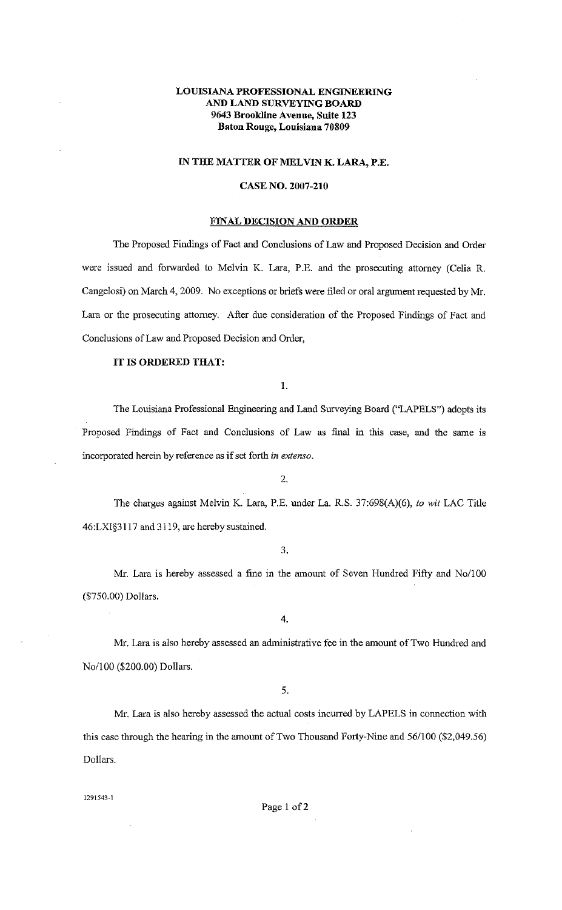**LOUISIANA PROFESSIONAL ENGINEERING AND LAND SURVEYING BOARD**
**9643 Brookline Avenue, Suite 123**
**Baton Rouge, Louisiana 70809**

**IN THE MATTER OF MELVIN K. LARA, P.E.**

**CASE NO. 2007-210**

**FINAL DECISION AND ORDER**

The Proposed Findings of Fact and Conclusions of Law and Proposed Decision and Order were issued and forwarded to Melvin K. Lara, P.E. and the prosecuting attorney (Celia R. Cangelosi) on March 4, 2009. No exceptions or briefs were filed or oral argument requested by Mr. Lara or the prosecuting attorney. After due consideration of the Proposed Findings of Fact and Conclusions of Law and Proposed Decision and Order,

**IT IS ORDERED THAT:**

1.

The Louisiana Professional Engineering and Land Surveying Board ("LAPELS") adopts its Proposed Findings of Fact and Conclusions of Law as final in this case, and the same is incorporated herein by reference as if set forth *in extenso*.

2.

The charges against Melvin K. Lara, P.E. under La. R.S. 37:698(A)(6), *to wit* LAC Title 46:LXI§3117 and 3119, are hereby sustained.

3.

Mr. Lara is hereby assessed a fine in the amount of Seven Hundred Fifty and No/100 ($750.00) Dollars.

4.

Mr. Lara is also hereby assessed an administrative fee in the amount of Two Hundred and No/100 ($200.00) Dollars.

5.

Mr. Lara is also hereby assessed the actual costs incurred by LAPELS in connection with this case through the hearing in the amount of Two Thousand Forty-Nine and 56/100 ($2,049.56) Dollars.

1291543-1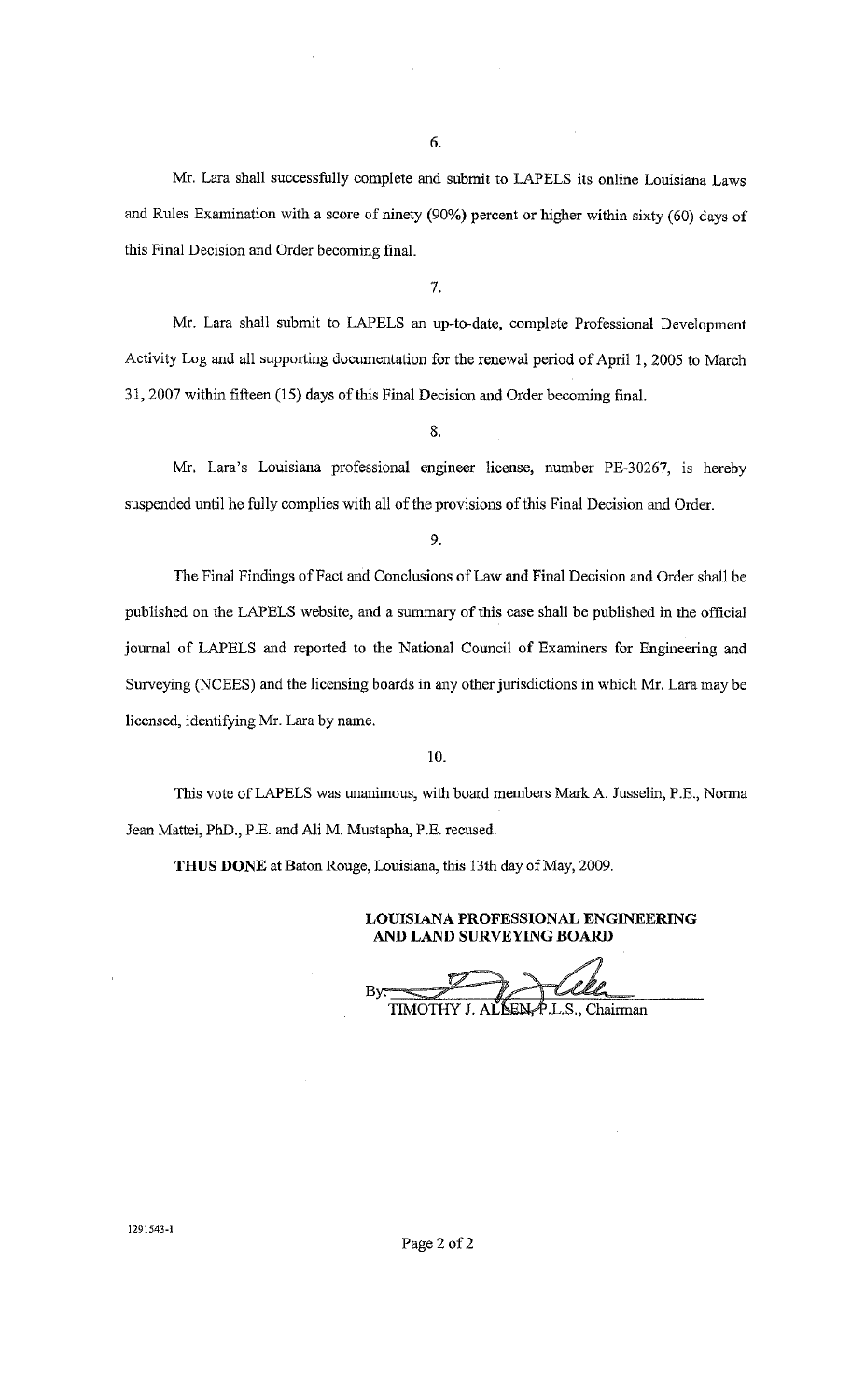6.

Mr. Lara shall successfully complete and submit to LAPELS its online Louisiana Laws and Rules Examination with a score of ninety (90%) percent or higher within sixty (60) days of this Final Decision and Order becoming final.

7.

Mr. Lara shall submit to LAPELS an up-to-date, complete Professional Development Activity Log and all supporting documentation for the renewal period of April 1, 2005 to March 31, 2007 within fifteen (15) days of this Final Decision and Order becoming final.

8.

Mr. Lara's Louisiana professional engineer license, number PE-30267, is hereby suspended until he fully complies with all of the provisions of this Final Decision and Order.

9.

The Final Findings of Fact and Conclusions of Law and Final Decision and Order shall be published on the LAPELS website, and a summary of this case shall be published in the official journal of LAPELS and reported to the National Council of Examiners for Engineering and Surveying (NCEES) and the licensing boards in any other jurisdictions in which Mr. Lara may be licensed, identifying Mr. Lara by name.

10.

This vote of LAPELS was unanimous, with board members Mark A. Jusselin, P.E., Norma Jean Mattei, PhD., P.E. and Ali M. Mustapha, P.E. recused.

**THUS DONE** at Baton Rouge, Louisiana, this 13th day of May, 2009.

**LOUISIANA PROFESSIONAL ENGINEERING AND LAND SURVEYING BOARD**

By: ______________________
TIMOTHY J. ALLEN, P.L.S., Chairman

1291543-1